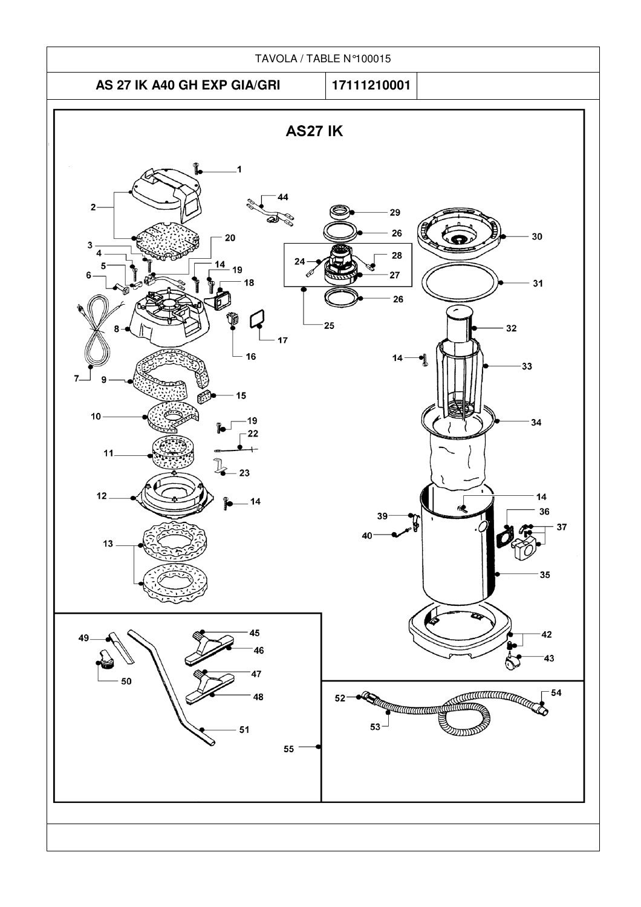TAVOLA / TABLE N°100015

| AS 27 IK A40 GH EXP GIA/GRI | 17111210001 | |
|---|---|---|

## AS27 IK

1
2
3
4
5
6
7
8
9
10
11
12
13
14
15
16
17
18
19
20
22
23
24
25
26
27
28
29
30
31
32
33
34
35
36
37
39
40
42
43
44
45
46
47
48
49
50
51
52
53
54
55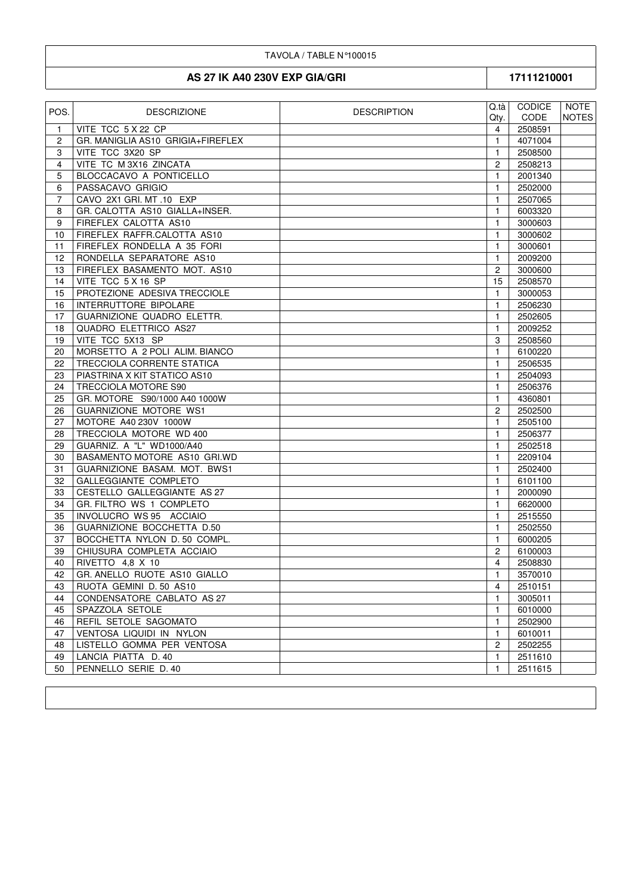TAVOLA / TABLE N°100015

| AS 27 IK A40 230V EXP GIA/GRI | 17111210001 |
|---|---|

| POS. | DESCRIZIONE | DESCRIPTION | Q.tà Qty. | CODICE CODE | NOTE NOTES |
|---|---|---|---|---|---|
| 1 | VITE TCC 5 X 22 CP | | 4 | 2508591 | |
| 2 | GR. MANIGLIA AS10 GRIGIA+FIREFLEX | | 1 | 4071004 | |
| 3 | VITE TCC 3X20 SP | | 1 | 2508500 | |
| 4 | VITE TC M 3X16 ZINCATA | | 2 | 2508213 | |
| 5 | BLOCCACAVO A PONTICELLO | | 1 | 2001340 | |
| 6 | PASSACAVO GRIGIO | | 1 | 2502000 | |
| 7 | CAVO 2X1 GRI. MT .10 EXP | | 1 | 2507065 | |
| 8 | GR. CALOTTA AS10 GIALLA+INSER. | | 1 | 6003320 | |
| 9 | FIREFLEX CALOTTA AS10 | | 1 | 3000603 | |
| 10 | FIREFLEX RAFFR.CALOTTA AS10 | | 1 | 3000602 | |
| 11 | FIREFLEX RONDELLA A 35 FORI | | 1 | 3000601 | |
| 12 | RONDELLA SEPARATORE AS10 | | 1 | 2009200 | |
| 13 | FIREFLEX BASAMENTO MOT. AS10 | | 2 | 3000600 | |
| 14 | VITE TCC 5 X 16 SP | | 15 | 2508570 | |
| 15 | PROTEZIONE ADESIVA TRECCIOLE | | 1 | 3000053 | |
| 16 | INTERRUTTORE BIPOLARE | | 1 | 2506230 | |
| 17 | GUARNIZIONE QUADRO ELETTR. | | 1 | 2502605 | |
| 18 | QUADRO ELETTRICO AS27 | | 1 | 2009252 | |
| 19 | VITE TCC 5X13 SP | | 3 | 2508560 | |
| 20 | MORSETTO A 2 POLI ALIM. BIANCO | | 1 | 6100220 | |
| 22 | TRECCIOLA CORRENTE STATICA | | 1 | 2506535 | |
| 23 | PIASTRINA X KIT STATICO AS10 | | 1 | 2504093 | |
| 24 | TRECCIOLA MOTORE S90 | | 1 | 2506376 | |
| 25 | GR. MOTORE S90/1000 A40 1000W | | 1 | 4360801 | |
| 26 | GUARNIZIONE MOTORE WS1 | | 2 | 2502500 | |
| 27 | MOTORE A40 230V 1000W | | 1 | 2505100 | |
| 28 | TRECCIOLA MOTORE WD 400 | | 1 | 2506377 | |
| 29 | GUARNIZ. A "L" WD1000/A40 | | 1 | 2502518 | |
| 30 | BASAMENTO MOTORE AS10 GRI.WD | | 1 | 2209104 | |
| 31 | GUARNIZIONE BASAM. MOT. BWS1 | | 1 | 2502400 | |
| 32 | GALLEGGIANTE COMPLETO | | 1 | 6101100 | |
| 33 | CESTELLO GALLEGGIANTE AS 27 | | 1 | 2000090 | |
| 34 | GR. FILTRO WS 1 COMPLETO | | 1 | 6620000 | |
| 35 | INVOLUCRO WS 95 ACCIAIO | | 1 | 2515550 | |
| 36 | GUARNIZIONE BOCCHETTA D.50 | | 1 | 2502550 | |
| 37 | BOCCHETTA NYLON D. 50 COMPL. | | 1 | 6000205 | |
| 39 | CHIUSURA COMPLETA ACCIAIO | | 2 | 6100003 | |
| 40 | RIVETTO 4,8 X 10 | | 4 | 2508830 | |
| 42 | GR. ANELLO RUOTE AS10 GIALLO | | 1 | 3570010 | |
| 43 | RUOTA GEMINI D. 50 AS10 | | 4 | 2510151 | |
| 44 | CONDENSATORE CABLATO AS 27 | | 1 | 3005011 | |
| 45 | SPAZZOLA SETOLE | | 1 | 6010000 | |
| 46 | REFIL SETOLE SAGOMATO | | 1 | 2502900 | |
| 47 | VENTOSA LIQUIDI IN NYLON | | 1 | 6010011 | |
| 48 | LISTELLO GOMMA PER VENTOSA | | 2 | 2502255 | |
| 49 | LANCIA PIATTA D. 40 | | 1 | 2511610 | |
| 50 | PENNELLO SERIE D. 40 | | 1 | 2511615 | |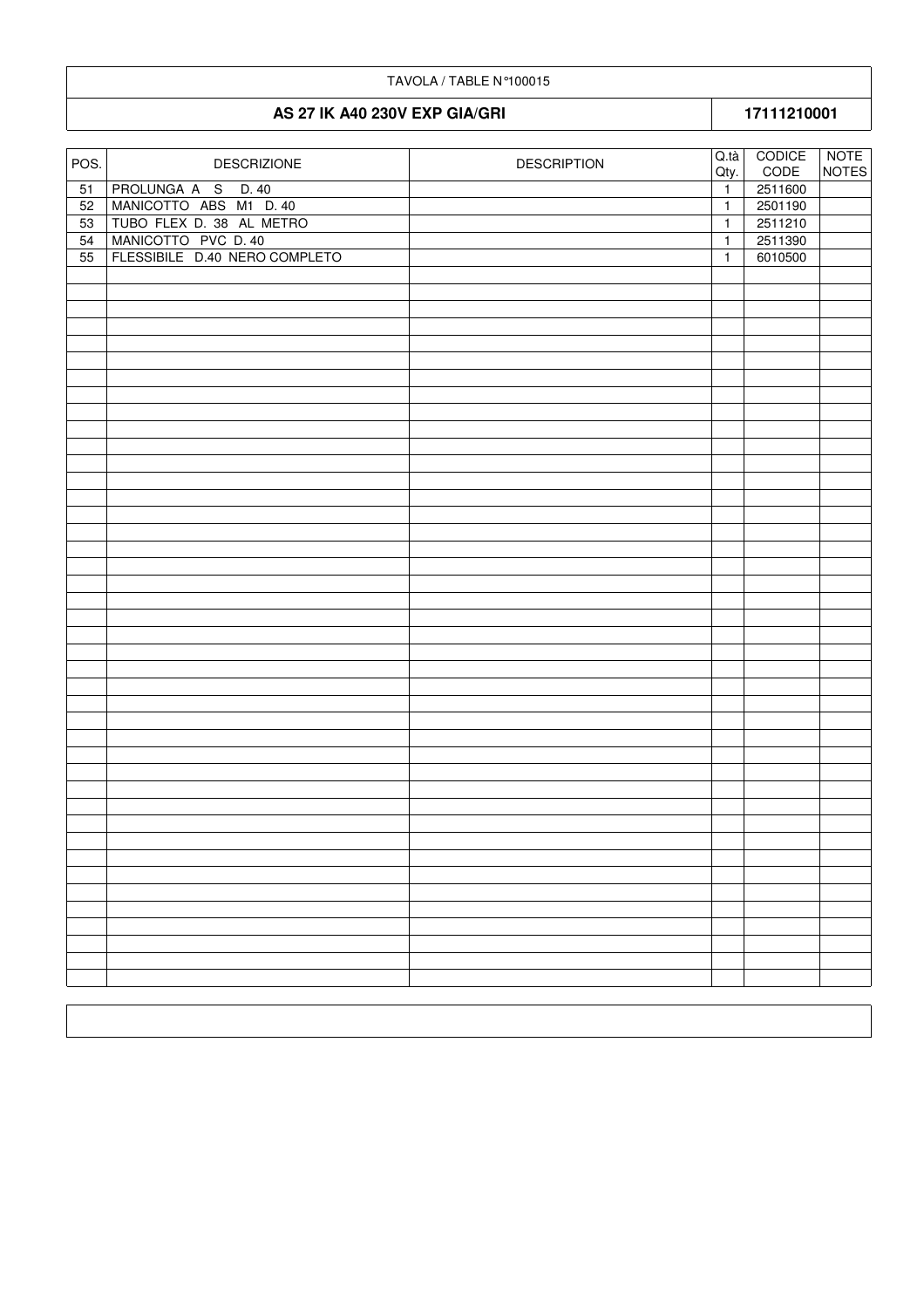TAVOLA / TABLE N°100015

**AS 27 IK A40 230V EXP GIA/GRI** | **17111210001**

| POS. | DESCRIZIONE | DESCRIPTION | Q.tà Qty. | CODICE CODE | NOTE NOTES |
|---|---|---|---|---|---|
| 51 | PROLUNGA A S D. 40 | | 1 | 2511600 | |
| 52 | MANICOTTO ABS M1 D. 40 | | 1 | 2501190 | |
| 53 | TUBO FLEX D. 38 AL METRO | | 1 | 2511210 | |
| 54 | MANICOTTO PVC D. 40 | | 1 | 2511390 | |
| 55 | FLESSIBILE D.40 NERO COMPLETO | | 1 | 6010500 | |